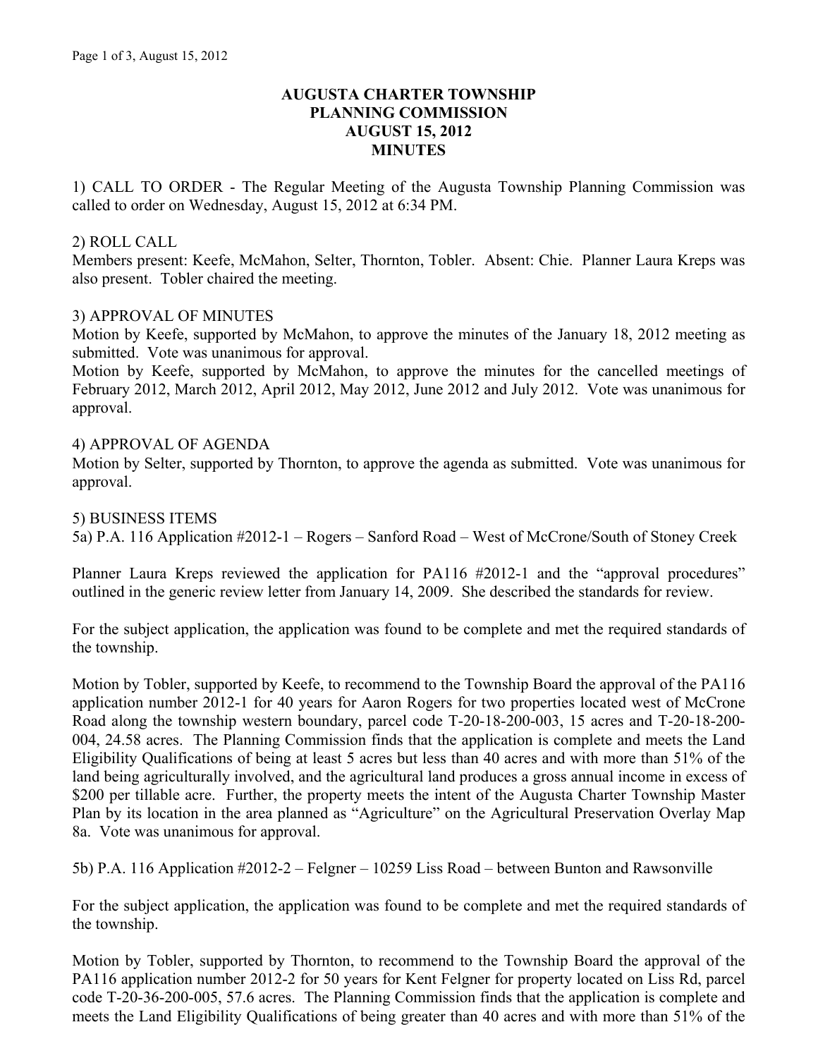# AUGUSTA CHARTER TOWNSHIP
# PLANNING COMMISSION
# AUGUST 15, 2012
# MINUTES

1) CALL TO ORDER - The Regular Meeting of the Augusta Township Planning Commission was called to order on Wednesday, August 15, 2012 at 6:34 PM.

2) ROLL CALL
Members present: Keefe, McMahon, Selter, Thornton, Tobler. Absent: Chie. Planner Laura Kreps was also present. Tobler chaired the meeting.

3) APPROVAL OF MINUTES
Motion by Keefe, supported by McMahon, to approve the minutes of the January 18, 2012 meeting as submitted. Vote was unanimous for approval.
Motion by Keefe, supported by McMahon, to approve the minutes for the cancelled meetings of February 2012, March 2012, April 2012, May 2012, June 2012 and July 2012. Vote was unanimous for approval.

4) APPROVAL OF AGENDA
Motion by Selter, supported by Thornton, to approve the agenda as submitted. Vote was unanimous for approval.

5) BUSINESS ITEMS
5a) P.A. 116 Application #2012-1 – Rogers – Sanford Road – West of McCrone/South of Stoney Creek

Planner Laura Kreps reviewed the application for PA116 #2012-1 and the "approval procedures" outlined in the generic review letter from January 14, 2009. She described the standards for review.

For the subject application, the application was found to be complete and met the required standards of the township.

Motion by Tobler, supported by Keefe, to recommend to the Township Board the approval of the PA116 application number 2012-1 for 40 years for Aaron Rogers for two properties located west of McCrone Road along the township western boundary, parcel code T-20-18-200-003, 15 acres and T-20-18-200-004, 24.58 acres. The Planning Commission finds that the application is complete and meets the Land Eligibility Qualifications of being at least 5 acres but less than 40 acres and with more than 51% of the land being agriculturally involved, and the agricultural land produces a gross annual income in excess of $200 per tillable acre. Further, the property meets the intent of the Augusta Charter Township Master Plan by its location in the area planned as "Agriculture" on the Agricultural Preservation Overlay Map 8a. Vote was unanimous for approval.

5b) P.A. 116 Application #2012-2 – Felgner – 10259 Liss Road – between Bunton and Rawsonville

For the subject application, the application was found to be complete and met the required standards of the township.

Motion by Tobler, supported by Thornton, to recommend to the Township Board the approval of the PA116 application number 2012-2 for 50 years for Kent Felgner for property located on Liss Rd, parcel code T-20-36-200-005, 57.6 acres. The Planning Commission finds that the application is complete and meets the Land Eligibility Qualifications of being greater than 40 acres and with more than 51% of the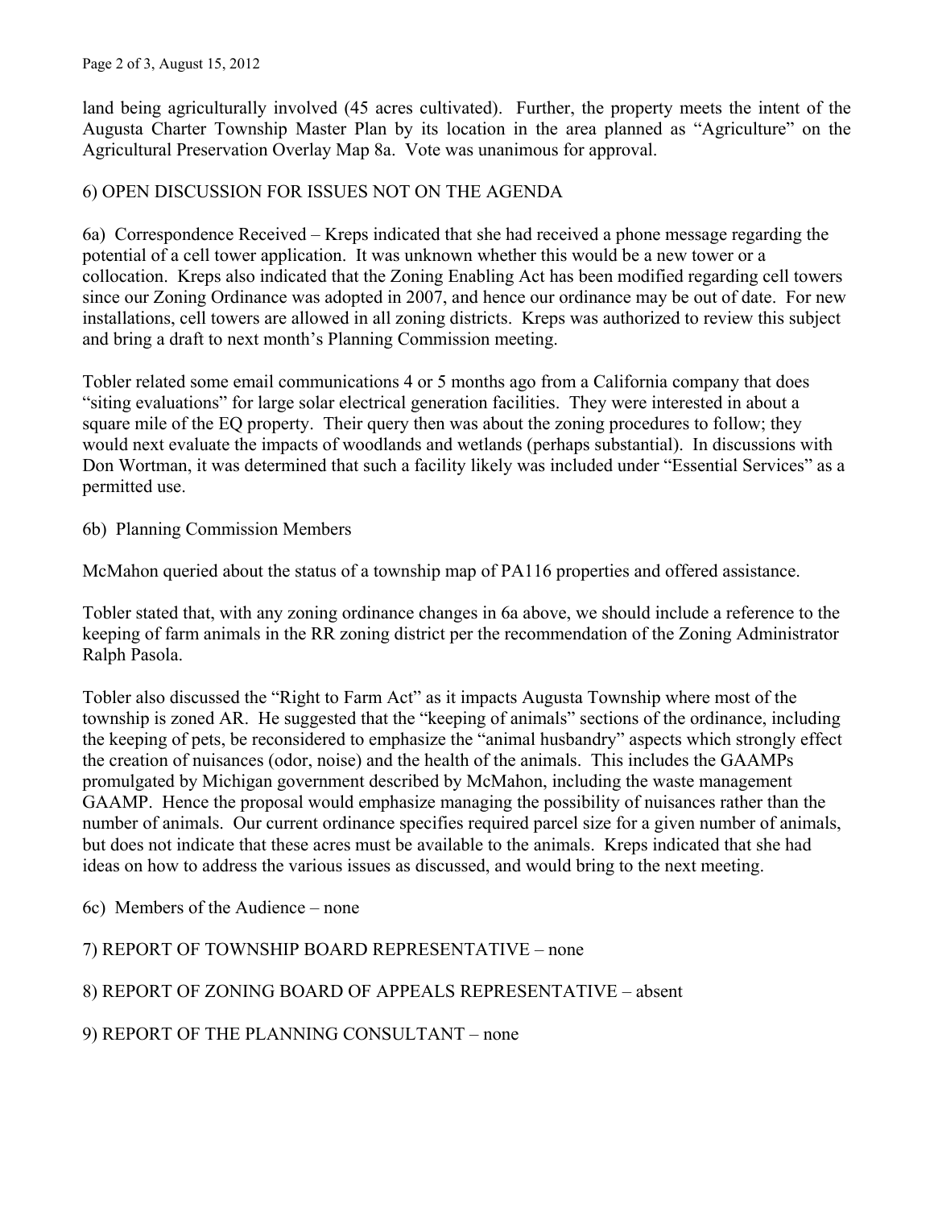land being agriculturally involved (45 acres cultivated). Further, the property meets the intent of the Augusta Charter Township Master Plan by its location in the area planned as "Agriculture" on the Agricultural Preservation Overlay Map 8a. Vote was unanimous for approval.

6) OPEN DISCUSSION FOR ISSUES NOT ON THE AGENDA

6a) Correspondence Received – Kreps indicated that she had received a phone message regarding the potential of a cell tower application. It was unknown whether this would be a new tower or a collocation. Kreps also indicated that the Zoning Enabling Act has been modified regarding cell towers since our Zoning Ordinance was adopted in 2007, and hence our ordinance may be out of date. For new installations, cell towers are allowed in all zoning districts. Kreps was authorized to review this subject and bring a draft to next month's Planning Commission meeting.

Tobler related some email communications 4 or 5 months ago from a California company that does "siting evaluations" for large solar electrical generation facilities. They were interested in about a square mile of the EQ property. Their query then was about the zoning procedures to follow; they would next evaluate the impacts of woodlands and wetlands (perhaps substantial). In discussions with Don Wortman, it was determined that such a facility likely was included under "Essential Services" as a permitted use.

6b) Planning Commission Members

McMahon queried about the status of a township map of PA116 properties and offered assistance.

Tobler stated that, with any zoning ordinance changes in 6a above, we should include a reference to the keeping of farm animals in the RR zoning district per the recommendation of the Zoning Administrator Ralph Pasola.

Tobler also discussed the "Right to Farm Act" as it impacts Augusta Township where most of the township is zoned AR. He suggested that the "keeping of animals" sections of the ordinance, including the keeping of pets, be reconsidered to emphasize the "animal husbandry" aspects which strongly effect the creation of nuisances (odor, noise) and the health of the animals. This includes the GAAMPs promulgated by Michigan government described by McMahon, including the waste management GAAMP. Hence the proposal would emphasize managing the possibility of nuisances rather than the number of animals. Our current ordinance specifies required parcel size for a given number of animals, but does not indicate that these acres must be available to the animals. Kreps indicated that she had ideas on how to address the various issues as discussed, and would bring to the next meeting.

6c) Members of the Audience – none

7) REPORT OF TOWNSHIP BOARD REPRESENTATIVE – none

8) REPORT OF ZONING BOARD OF APPEALS REPRESENTATIVE – absent

9) REPORT OF THE PLANNING CONSULTANT – none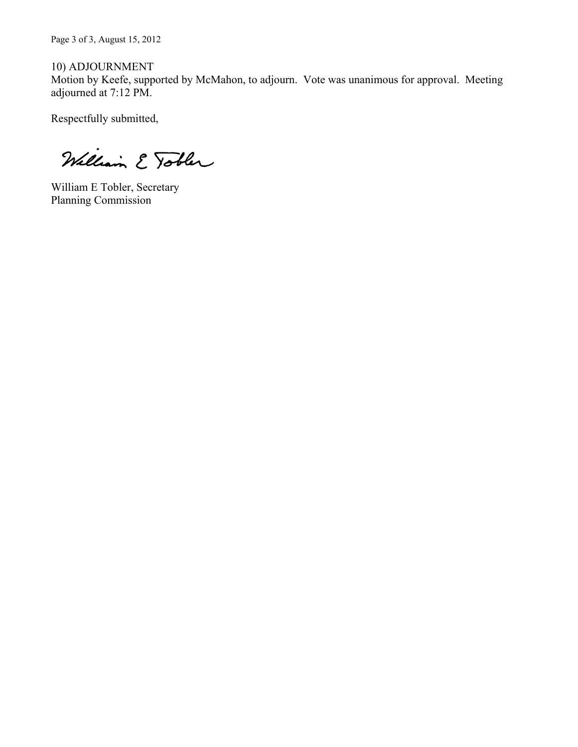10) ADJOURNMENT
Motion by Keefe, supported by McMahon, to adjourn. Vote was unanimous for approval. Meeting adjourned at 7:12 PM.

Respectfully submitted,

William E Tobler

William E Tobler, Secretary
Planning Commission